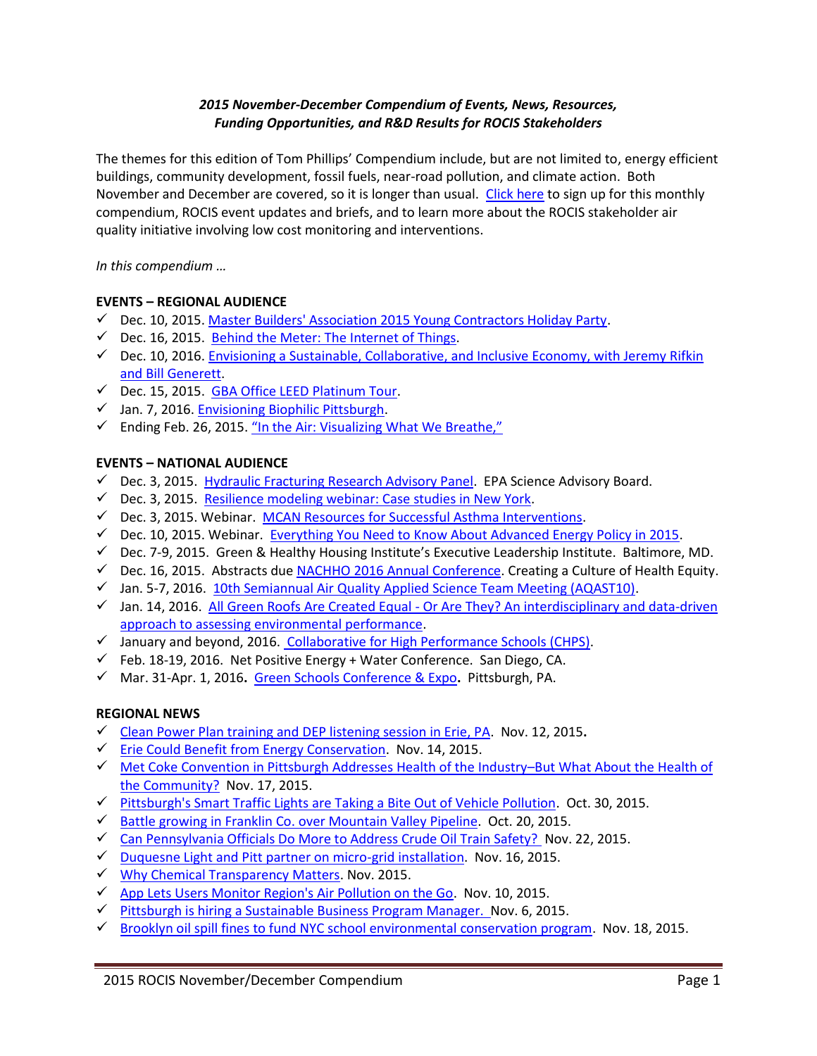***2015 November-December Compendium of Events, News, Resources, Funding Opportunities, and R&D Results for ROCIS Stakeholders***

The themes for this edition of Tom Phillips' Compendium include, but are not limited to, energy efficient buildings, community development, fossil fuels, near-road pollution, and climate action. Both November and December are covered, so it is longer than usual. Click here to sign up for this monthly compendium, ROCIS event updates and briefs, and to learn more about the ROCIS stakeholder air quality initiative involving low cost monitoring and interventions.

*In this compendium …*

**EVENTS – REGIONAL AUDIENCE**

- ✓ Dec. 10, 2015. Master Builders' Association 2015 Young Contractors Holiday Party.
- ✓ Dec. 16, 2015. Behind the Meter: The Internet of Things.
- ✓ Dec. 10, 2016. Envisioning a Sustainable, Collaborative, and Inclusive Economy, with Jeremy Rifkin and Bill Generett.
- ✓ Dec. 15, 2015. GBA Office LEED Platinum Tour.
- ✓ Jan. 7, 2016. Envisioning Biophilic Pittsburgh.
- ✓ Ending Feb. 26, 2015. "In the Air: Visualizing What We Breathe,"

**EVENTS – NATIONAL AUDIENCE**

- ✓ Dec. 3, 2015. Hydraulic Fracturing Research Advisory Panel. EPA Science Advisory Board.
- ✓ Dec. 3, 2015. Resilience modeling webinar: Case studies in New York.
- ✓ Dec. 3, 2015. Webinar. MCAN Resources for Successful Asthma Interventions.
- ✓ Dec. 10, 2015. Webinar. Everything You Need to Know About Advanced Energy Policy in 2015.
- ✓ Dec. 7-9, 2015. Green & Healthy Housing Institute's Executive Leadership Institute. Baltimore, MD.
- ✓ Dec. 16, 2015. Abstracts due NACHHO 2016 Annual Conference. Creating a Culture of Health Equity.
- ✓ Jan. 5-7, 2016. 10th Semiannual Air Quality Applied Science Team Meeting (AQAST10).
- ✓ Jan. 14, 2016. All Green Roofs Are Created Equal - Or Are They? An interdisciplinary and data-driven approach to assessing environmental performance.
- ✓ January and beyond, 2016. Collaborative for High Performance Schools (CHPS).
- ✓ Feb. 18-19, 2016. Net Positive Energy + Water Conference. San Diego, CA.
- ✓ Mar. 31-Apr. 1, 2016**.** Green Schools Conference & Expo**.** Pittsburgh, PA.

**REGIONAL NEWS**

- ✓ Clean Power Plan training and DEP listening session in Erie, PA. Nov. 12, 2015**.**
- ✓ Erie Could Benefit from Energy Conservation. Nov. 14, 2015.
- ✓ Met Coke Convention in Pittsburgh Addresses Health of the Industry–But What About the Health of the Community? Nov. 17, 2015.
- ✓ Pittsburgh's Smart Traffic Lights are Taking a Bite Out of Vehicle Pollution. Oct. 30, 2015.
- ✓ Battle growing in Franklin Co. over Mountain Valley Pipeline. Oct. 20, 2015.
- ✓ Can Pennsylvania Officials Do More to Address Crude Oil Train Safety? Nov. 22, 2015.
- ✓ Duquesne Light and Pitt partner on micro-grid installation. Nov. 16, 2015.
- ✓ Why Chemical Transparency Matters. Nov. 2015.
- ✓ App Lets Users Monitor Region's Air Pollution on the Go. Nov. 10, 2015.
- ✓ Pittsburgh is hiring a Sustainable Business Program Manager. Nov. 6, 2015.
- ✓ Brooklyn oil spill fines to fund NYC school environmental conservation program. Nov. 18, 2015.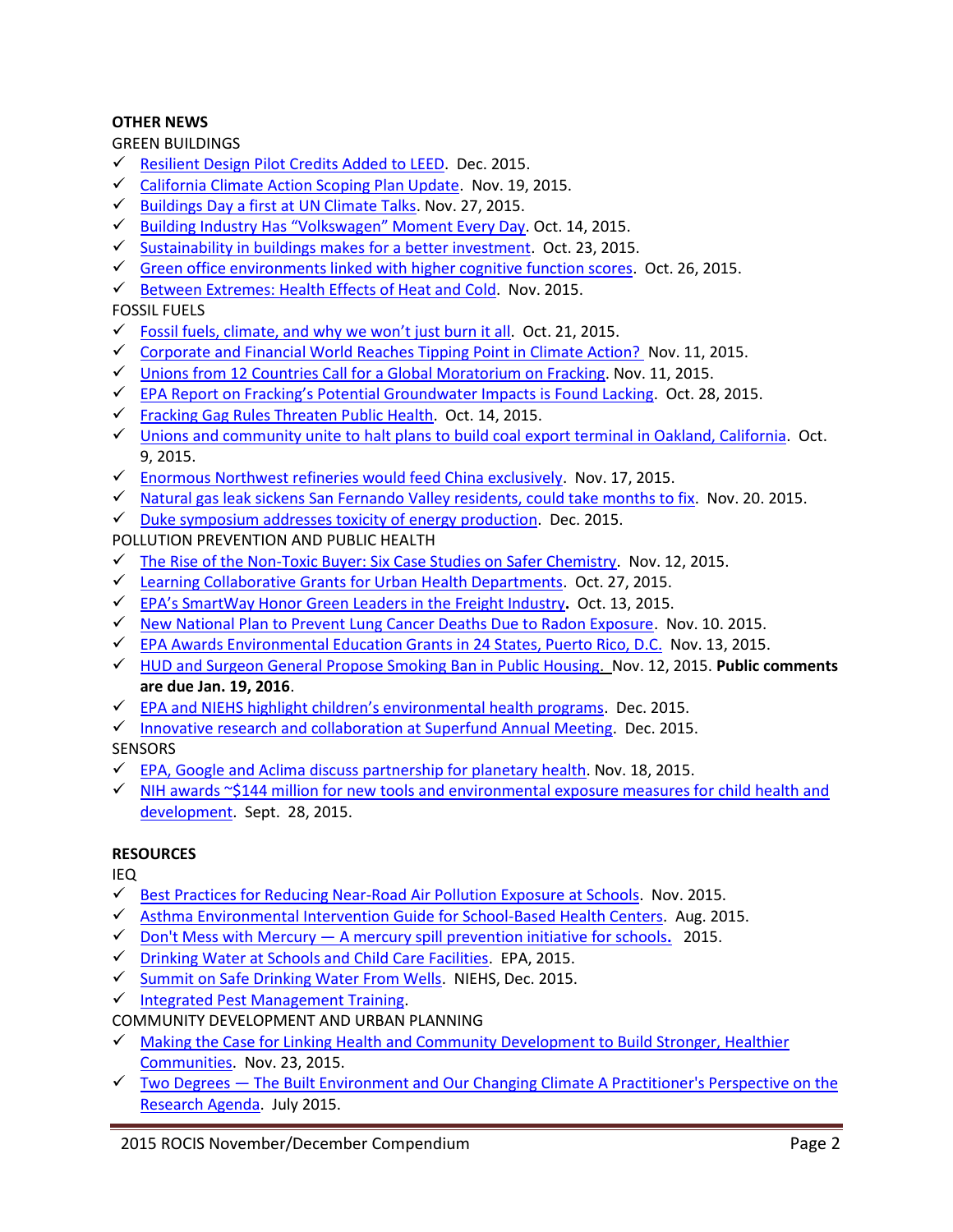## OTHER NEWS

GREEN BUILDINGS

- ✓ Resilient Design Pilot Credits Added to LEED. Dec. 2015.
- ✓ California Climate Action Scoping Plan Update. Nov. 19, 2015.
- ✓ Buildings Day a first at UN Climate Talks. Nov. 27, 2015.
- ✓ Building Industry Has "Volkswagen" Moment Every Day. Oct. 14, 2015.
- ✓ Sustainability in buildings makes for a better investment. Oct. 23, 2015.
- ✓ Green office environments linked with higher cognitive function scores. Oct. 26, 2015.
- ✓ Between Extremes: Health Effects of Heat and Cold. Nov. 2015.

FOSSIL FUELS

- ✓ Fossil fuels, climate, and why we won't just burn it all. Oct. 21, 2015.
- ✓ Corporate and Financial World Reaches Tipping Point in Climate Action? Nov. 11, 2015.
- ✓ Unions from 12 Countries Call for a Global Moratorium on Fracking. Nov. 11, 2015.
- ✓ EPA Report on Fracking's Potential Groundwater Impacts is Found Lacking. Oct. 28, 2015.
- ✓ Fracking Gag Rules Threaten Public Health. Oct. 14, 2015.
- ✓ Unions and community unite to halt plans to build coal export terminal in Oakland, California. Oct. 9, 2015.
- ✓ Enormous Northwest refineries would feed China exclusively. Nov. 17, 2015.
- ✓ Natural gas leak sickens San Fernando Valley residents, could take months to fix. Nov. 20. 2015.
- ✓ Duke symposium addresses toxicity of energy production. Dec. 2015.

POLLUTION PREVENTION AND PUBLIC HEALTH

- ✓ The Rise of the Non-Toxic Buyer: Six Case Studies on Safer Chemistry. Nov. 12, 2015.
- ✓ Learning Collaborative Grants for Urban Health Departments. Oct. 27, 2015.
- ✓ EPA's SmartWay Honor Green Leaders in the Freight Industry**.** Oct. 13, 2015.
- ✓ New National Plan to Prevent Lung Cancer Deaths Due to Radon Exposure. Nov. 10. 2015.
- ✓ EPA Awards Environmental Education Grants in 24 States, Puerto Rico, D.C. Nov. 13, 2015.
- ✓ HUD and Surgeon General Propose Smoking Ban in Public Housing. Nov. 12, 2015. **Public comments are due Jan. 19, 2016**.
- ✓ EPA and NIEHS highlight children's environmental health programs. Dec. 2015.
- ✓ Innovative research and collaboration at Superfund Annual Meeting. Dec. 2015.

SENSORS

- ✓ EPA, Google and Aclima discuss partnership for planetary health. Nov. 18, 2015.
- ✓ NIH awards ~$144 million for new tools and environmental exposure measures for child health and development. Sept. 28, 2015.

## RESOURCES

IEQ

- ✓ Best Practices for Reducing Near-Road Air Pollution Exposure at Schools. Nov. 2015.
- ✓ Asthma Environmental Intervention Guide for School-Based Health Centers. Aug. 2015.
- ✓ Don't Mess with Mercury — A mercury spill prevention initiative for schools**.** 2015.
- ✓ Drinking Water at Schools and Child Care Facilities. EPA, 2015.
- ✓ Summit on Safe Drinking Water From Wells. NIEHS, Dec. 2015.
- ✓ Integrated Pest Management Training.

COMMUNITY DEVELOPMENT AND URBAN PLANNING

- ✓ Making the Case for Linking Health and Community Development to Build Stronger, Healthier Communities. Nov. 23, 2015.
- ✓ Two Degrees — The Built Environment and Our Changing Climate A Practitioner's Perspective on the Research Agenda. July 2015.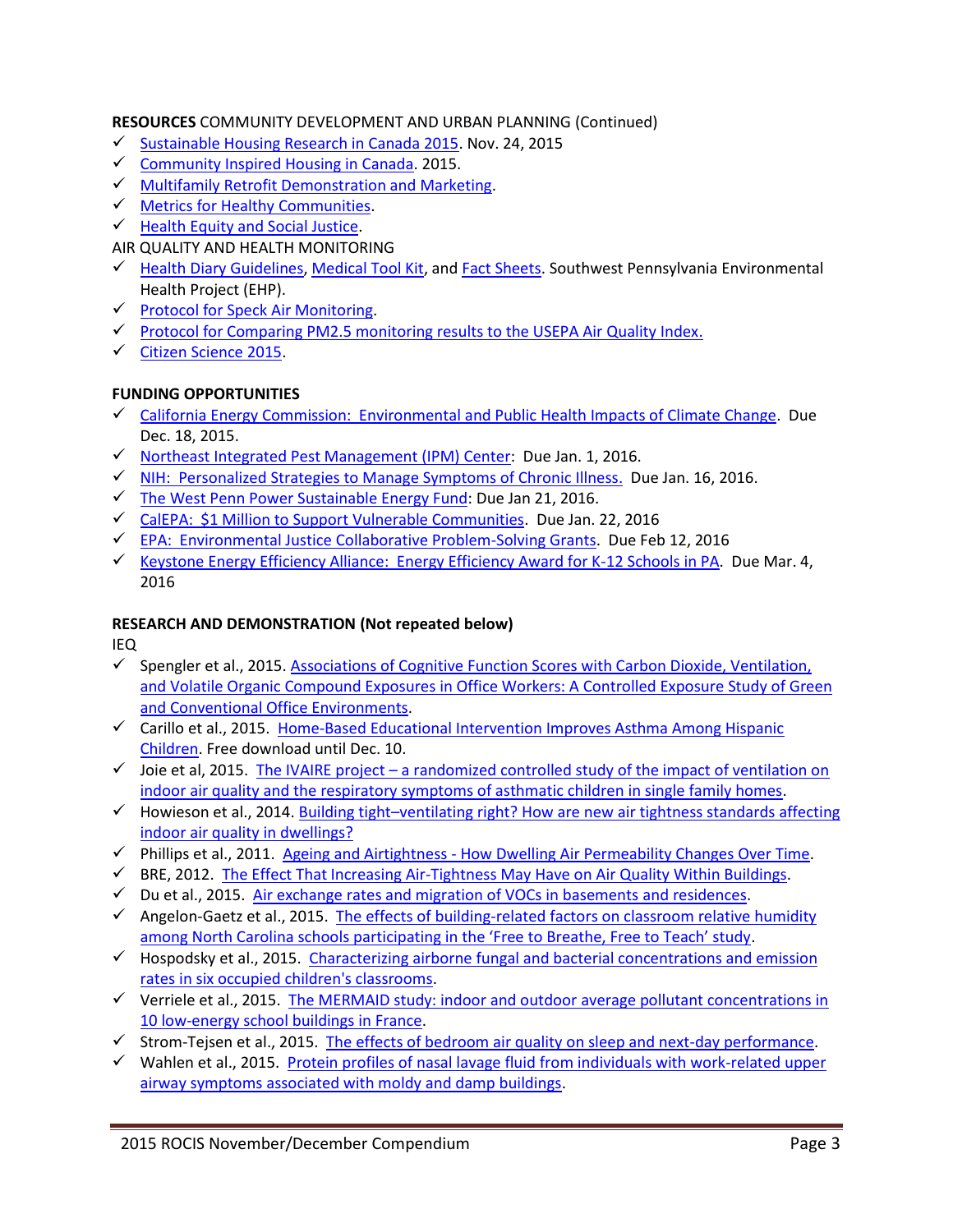**RESOURCES** COMMUNITY DEVELOPMENT AND URBAN PLANNING (Continued)

- ✓ Sustainable Housing Research in Canada 2015. Nov. 24, 2015
- ✓ Community Inspired Housing in Canada. 2015.
- ✓ Multifamily Retrofit Demonstration and Marketing.
- ✓ Metrics for Healthy Communities.
- ✓ Health Equity and Social Justice.

AIR QUALITY AND HEALTH MONITORING

- ✓ Health Diary Guidelines, Medical Tool Kit, and Fact Sheets. Southwest Pennsylvania Environmental Health Project (EHP).
- ✓ Protocol for Speck Air Monitoring.
- ✓ Protocol for Comparing PM2.5 monitoring results to the USEPA Air Quality Index.
- ✓ Citizen Science 2015.

**FUNDING OPPORTUNITIES**

- ✓ California Energy Commission: Environmental and Public Health Impacts of Climate Change. Due Dec. 18, 2015.
- ✓ Northeast Integrated Pest Management (IPM) Center: Due Jan. 1, 2016.
- ✓ NIH: Personalized Strategies to Manage Symptoms of Chronic Illness. Due Jan. 16, 2016.
- ✓ The West Penn Power Sustainable Energy Fund: Due Jan 21, 2016.
- ✓ CalEPA: $1 Million to Support Vulnerable Communities. Due Jan. 22, 2016
- ✓ EPA: Environmental Justice Collaborative Problem-Solving Grants. Due Feb 12, 2016
- ✓ Keystone Energy Efficiency Alliance: Energy Efficiency Award for K-12 Schools in PA. Due Mar. 4, 2016

**RESEARCH AND DEMONSTRATION (Not repeated below)**

IEQ

- ✓ Spengler et al., 2015. Associations of Cognitive Function Scores with Carbon Dioxide, Ventilation, and Volatile Organic Compound Exposures in Office Workers: A Controlled Exposure Study of Green and Conventional Office Environments.
- ✓ Carillo et al., 2015. Home-Based Educational Intervention Improves Asthma Among Hispanic Children. Free download until Dec. 10.
- ✓ Joie et al, 2015. The IVAIRE project – a randomized controlled study of the impact of ventilation on indoor air quality and the respiratory symptoms of asthmatic children in single family homes.
- ✓ Howieson et al., 2014. Building tight–ventilating right? How are new air tightness standards affecting indoor air quality in dwellings?
- ✓ Phillips et al., 2011. Ageing and Airtightness - How Dwelling Air Permeability Changes Over Time.
- ✓ BRE, 2012. The Effect That Increasing Air-Tightness May Have on Air Quality Within Buildings.
- ✓ Du et al., 2015. Air exchange rates and migration of VOCs in basements and residences.
- ✓ Angelon-Gaetz et al., 2015. The effects of building-related factors on classroom relative humidity among North Carolina schools participating in the 'Free to Breathe, Free to Teach' study.
- ✓ Hospodsky et al., 2015. Characterizing airborne fungal and bacterial concentrations and emission rates in six occupied children's classrooms.
- ✓ Verriele et al., 2015. The MERMAID study: indoor and outdoor average pollutant concentrations in 10 low-energy school buildings in France.
- ✓ Strom-Tejsen et al., 2015. The effects of bedroom air quality on sleep and next-day performance.
- ✓ Wahlen et al., 2015. Protein profiles of nasal lavage fluid from individuals with work-related upper airway symptoms associated with moldy and damp buildings.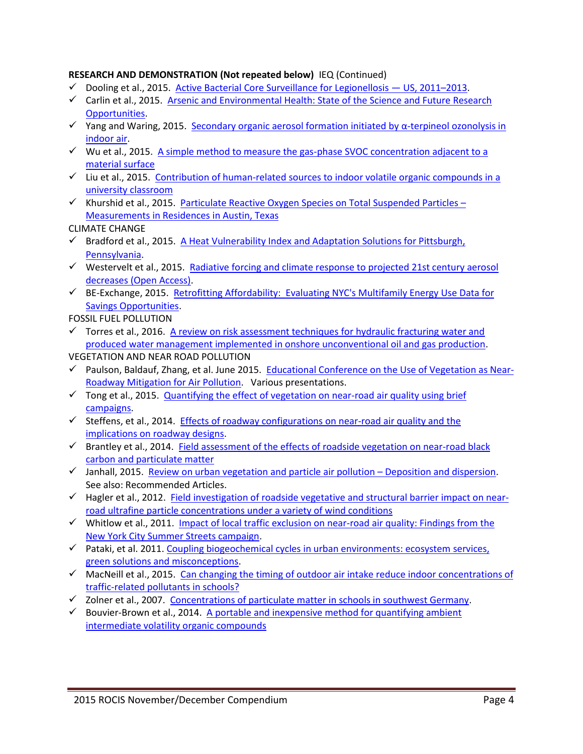**RESEARCH AND DEMONSTRATION (Not repeated below)** IEQ (Continued)

- ✓ Dooling et al., 2015. Active Bacterial Core Surveillance for Legionellosis — US, 2011–2013.
- ✓ Carlin et al., 2015. Arsenic and Environmental Health: State of the Science and Future Research Opportunities.
- ✓ Yang and Waring, 2015. Secondary organic aerosol formation initiated by α-terpineol ozonolysis in indoor air.
- ✓ Wu et al., 2015. A simple method to measure the gas-phase SVOC concentration adjacent to a material surface
- ✓ Liu et al., 2015. Contribution of human-related sources to indoor volatile organic compounds in a university classroom
- ✓ Khurshid et al., 2015. Particulate Reactive Oxygen Species on Total Suspended Particles – Measurements in Residences in Austin, Texas

CLIMATE CHANGE

- ✓ Bradford et al., 2015. A Heat Vulnerability Index and Adaptation Solutions for Pittsburgh, Pennsylvania.
- ✓ Westervelt et al., 2015. Radiative forcing and climate response to projected 21st century aerosol decreases (Open Access).
- ✓ BE-Exchange, 2015. Retrofitting Affordability: Evaluating NYC's Multifamily Energy Use Data for Savings Opportunities.

FOSSIL FUEL POLLUTION

- ✓ Torres et al., 2016. A review on risk assessment techniques for hydraulic fracturing water and produced water management implemented in onshore unconventional oil and gas production.

VEGETATION AND NEAR ROAD POLLUTION

- ✓ Paulson, Baldauf, Zhang, et al. June 2015. Educational Conference on the Use of Vegetation as Near-Roadway Mitigation for Air Pollution. Various presentations.
- ✓ Tong et al., 2015. Quantifying the effect of vegetation on near-road air quality using brief campaigns.
- ✓ Steffens, et al., 2014. Effects of roadway configurations on near-road air quality and the implications on roadway designs.
- ✓ Brantley et al., 2014. Field assessment of the effects of roadside vegetation on near-road black carbon and particulate matter
- ✓ Janhall, 2015. Review on urban vegetation and particle air pollution – Deposition and dispersion. See also: Recommended Articles.
- ✓ Hagler et al., 2012. Field investigation of roadside vegetative and structural barrier impact on near-road ultrafine particle concentrations under a variety of wind conditions
- ✓ Whitlow et al., 2011. Impact of local traffic exclusion on near-road air quality: Findings from the New York City Summer Streets campaign.
- ✓ Pataki, et al. 2011. Coupling biogeochemical cycles in urban environments: ecosystem services, green solutions and misconceptions.
- ✓ MacNeill et al., 2015. Can changing the timing of outdoor air intake reduce indoor concentrations of traffic-related pollutants in schools?
- ✓ Zolner et al., 2007. Concentrations of particulate matter in schools in southwest Germany.
- ✓ Bouvier-Brown et al., 2014. A portable and inexpensive method for quantifying ambient intermediate volatility organic compounds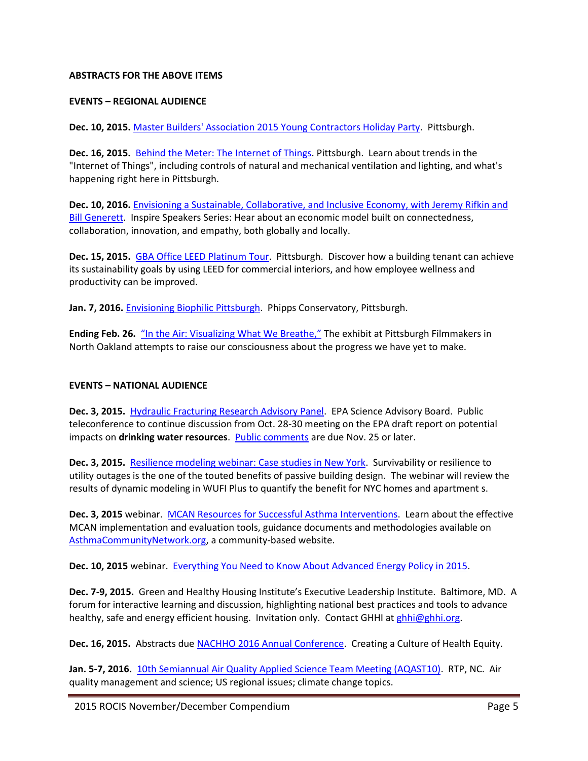**ABSTRACTS FOR THE ABOVE ITEMS**

**EVENTS – REGIONAL AUDIENCE**

**Dec. 10, 2015.** Master Builders' Association 2015 Young Contractors Holiday Party. Pittsburgh.

**Dec. 16, 2015.** Behind the Meter: The Internet of Things. Pittsburgh. Learn about trends in the "Internet of Things", including controls of natural and mechanical ventilation and lighting, and what's happening right here in Pittsburgh.

**Dec. 10, 2016.** Envisioning a Sustainable, Collaborative, and Inclusive Economy, with Jeremy Rifkin and Bill Generett. Inspire Speakers Series: Hear about an economic model built on connectedness, collaboration, innovation, and empathy, both globally and locally.

**Dec. 15, 2015.** GBA Office LEED Platinum Tour. Pittsburgh. Discover how a building tenant can achieve its sustainability goals by using LEED for commercial interiors, and how employee wellness and productivity can be improved.

**Jan. 7, 2016.** Envisioning Biophilic Pittsburgh. Phipps Conservatory, Pittsburgh.

**Ending Feb. 26.** "In the Air: Visualizing What We Breathe," The exhibit at Pittsburgh Filmmakers in North Oakland attempts to raise our consciousness about the progress we have yet to make.

**EVENTS – NATIONAL AUDIENCE**

**Dec. 3, 2015.** Hydraulic Fracturing Research Advisory Panel. EPA Science Advisory Board. Public teleconference to continue discussion from Oct. 28-30 meeting on the EPA draft report on potential impacts on **drinking water resources**. Public comments are due Nov. 25 or later.

**Dec. 3, 2015.** Resilience modeling webinar: Case studies in New York. Survivability or resilience to utility outages is the one of the touted benefits of passive building design. The webinar will review the results of dynamic modeling in WUFI Plus to quantify the benefit for NYC homes and apartment s.

**Dec. 3, 2015** webinar. MCAN Resources for Successful Asthma Interventions. Learn about the effective MCAN implementation and evaluation tools, guidance documents and methodologies available on AsthmaCommunityNetwork.org, a community-based website.

**Dec. 10, 2015** webinar. Everything You Need to Know About Advanced Energy Policy in 2015.

**Dec. 7-9, 2015.** Green and Healthy Housing Institute's Executive Leadership Institute. Baltimore, MD. A forum for interactive learning and discussion, highlighting national best practices and tools to advance healthy, safe and energy efficient housing. Invitation only. Contact GHHI at ghhi@ghhi.org.

**Dec. 16, 2015.** Abstracts due NACHHO 2016 Annual Conference. Creating a Culture of Health Equity.

**Jan. 5-7, 2016.** 10th Semiannual Air Quality Applied Science Team Meeting (AQAST10). RTP, NC. Air quality management and science; US regional issues; climate change topics.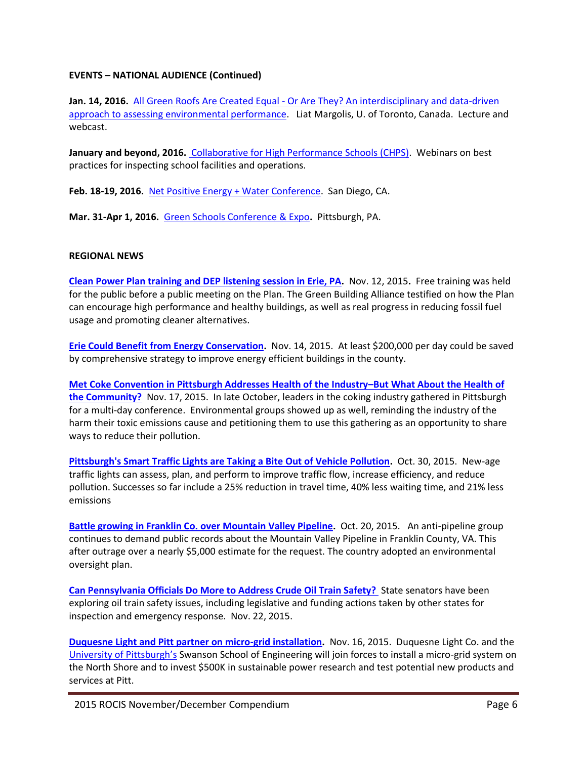**EVENTS – NATIONAL AUDIENCE (Continued)**

**Jan. 14, 2016.** All Green Roofs Are Created Equal - Or Are They? An interdisciplinary and data-driven approach to assessing environmental performance. Liat Margolis, U. of Toronto, Canada. Lecture and webcast.

**January and beyond, 2016.** Collaborative for High Performance Schools (CHPS). Webinars on best practices for inspecting school facilities and operations.

**Feb. 18-19, 2016.** Net Positive Energy + Water Conference. San Diego, CA.

**Mar. 31-Apr 1, 2016.** Green Schools Conference & Expo**.** Pittsburgh, PA.

**REGIONAL NEWS**

**Clean Power Plan training and DEP listening session in Erie, PA.** Nov. 12, 2015**.** Free training was held for the public before a public meeting on the Plan. The Green Building Alliance testified on how the Plan can encourage high performance and healthy buildings, as well as real progress in reducing fossil fuel usage and promoting cleaner alternatives.

**Erie Could Benefit from Energy Conservation.** Nov. 14, 2015. At least $200,000 per day could be saved by comprehensive strategy to improve energy efficient buildings in the county.

**Met Coke Convention in Pittsburgh Addresses Health of the Industry–But What About the Health of the Community?** Nov. 17, 2015. In late October, leaders in the coking industry gathered in Pittsburgh for a multi-day conference. Environmental groups showed up as well, reminding the industry of the harm their toxic emissions cause and petitioning them to use this gathering as an opportunity to share ways to reduce their pollution.

**Pittsburgh's Smart Traffic Lights are Taking a Bite Out of Vehicle Pollution.** Oct. 30, 2015. New-age traffic lights can assess, plan, and perform to improve traffic flow, increase efficiency, and reduce pollution. Successes so far include a 25% reduction in travel time, 40% less waiting time, and 21% less emissions

**Battle growing in Franklin Co. over Mountain Valley Pipeline.** Oct. 20, 2015. An anti-pipeline group continues to demand public records about the Mountain Valley Pipeline in Franklin County, VA. This after outrage over a nearly $5,000 estimate for the request. The country adopted an environmental oversight plan.

**Can Pennsylvania Officials Do More to Address Crude Oil Train Safety?** State senators have been exploring oil train safety issues, including legislative and funding actions taken by other states for inspection and emergency response. Nov. 22, 2015.

**Duquesne Light and Pitt partner on micro-grid installation.** Nov. 16, 2015. Duquesne Light Co. and the University of Pittsburgh's Swanson School of Engineering will join forces to install a micro-grid system on the North Shore and to invest $500K in sustainable power research and test potential new products and services at Pitt.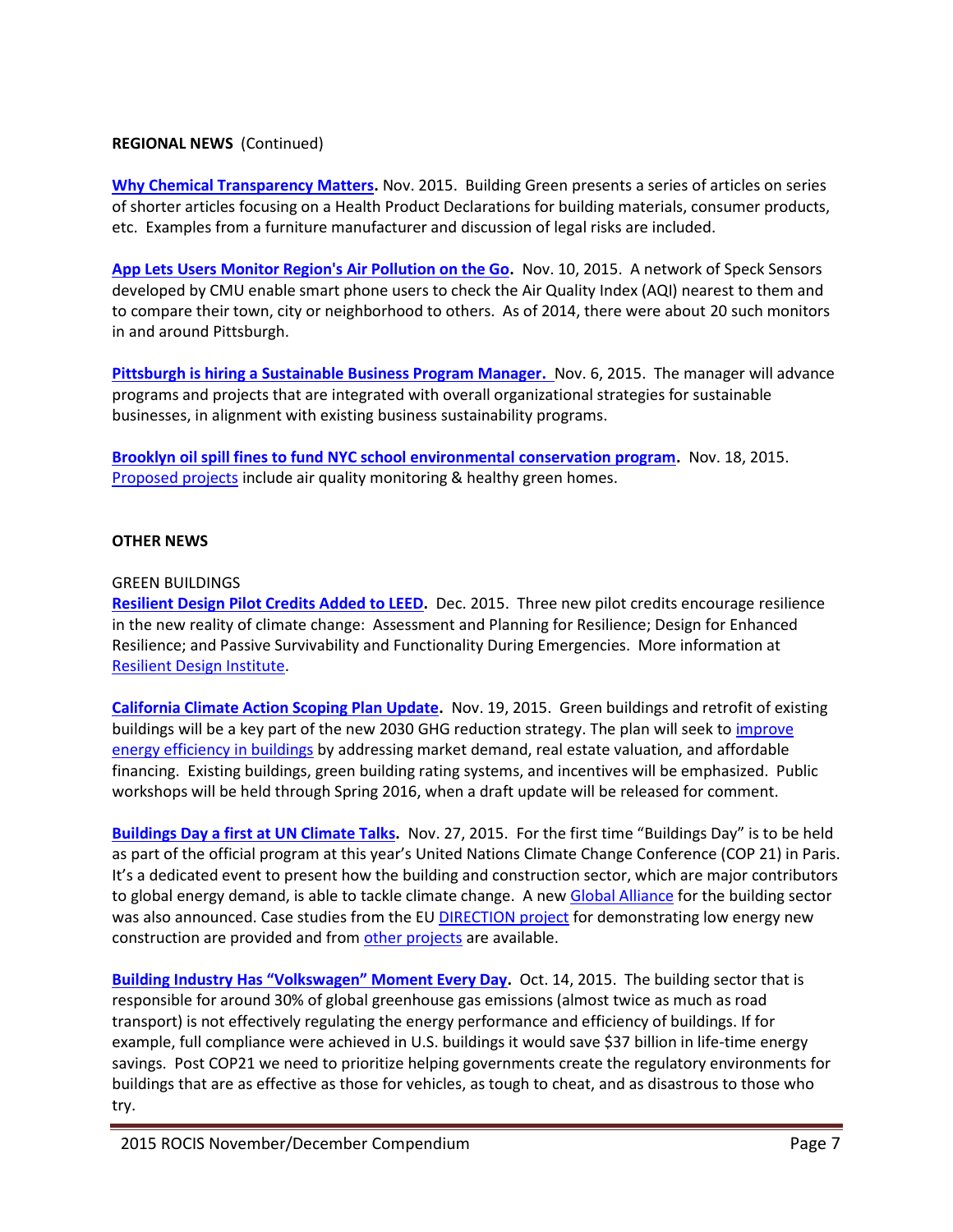**REGIONAL NEWS** (Continued)

**Why Chemical Transparency Matters.** Nov. 2015. Building Green presents a series of articles on series of shorter articles focusing on a Health Product Declarations for building materials, consumer products, etc. Examples from a furniture manufacturer and discussion of legal risks are included.

**App Lets Users Monitor Region's Air Pollution on the Go.** Nov. 10, 2015. A network of Speck Sensors developed by CMU enable smart phone users to check the Air Quality Index (AQI) nearest to them and to compare their town, city or neighborhood to others. As of 2014, there were about 20 such monitors in and around Pittsburgh.

**Pittsburgh is hiring a Sustainable Business Program Manager.** Nov. 6, 2015. The manager will advance programs and projects that are integrated with overall organizational strategies for sustainable businesses, in alignment with existing business sustainability programs.

**Brooklyn oil spill fines to fund NYC school environmental conservation program.** Nov. 18, 2015. Proposed projects include air quality monitoring & healthy green homes.

**OTHER NEWS**

GREEN BUILDINGS

**Resilient Design Pilot Credits Added to LEED.** Dec. 2015. Three new pilot credits encourage resilience in the new reality of climate change: Assessment and Planning for Resilience; Design for Enhanced Resilience; and Passive Survivability and Functionality During Emergencies. More information at Resilient Design Institute.

**California Climate Action Scoping Plan Update.** Nov. 19, 2015. Green buildings and retrofit of existing buildings will be a key part of the new 2030 GHG reduction strategy. The plan will seek to improve energy efficiency in buildings by addressing market demand, real estate valuation, and affordable financing. Existing buildings, green building rating systems, and incentives will be emphasized. Public workshops will be held through Spring 2016, when a draft update will be released for comment.

**Buildings Day a first at UN Climate Talks.** Nov. 27, 2015. For the first time "Buildings Day" is to be held as part of the official program at this year's United Nations Climate Change Conference (COP 21) in Paris. It's a dedicated event to present how the building and construction sector, which are major contributors to global energy demand, is able to tackle climate change. A new Global Alliance for the building sector was also announced. Case studies from the EU DIRECTION project for demonstrating low energy new construction are provided and from other projects are available.

**Building Industry Has "Volkswagen" Moment Every Day.** Oct. 14, 2015. The building sector that is responsible for around 30% of global greenhouse gas emissions (almost twice as much as road transport) is not effectively regulating the energy performance and efficiency of buildings. If for example, full compliance were achieved in U.S. buildings it would save $37 billion in life-time energy savings. Post COP21 we need to prioritize helping governments create the regulatory environments for buildings that are as effective as those for vehicles, as tough to cheat, and as disastrous to those who try.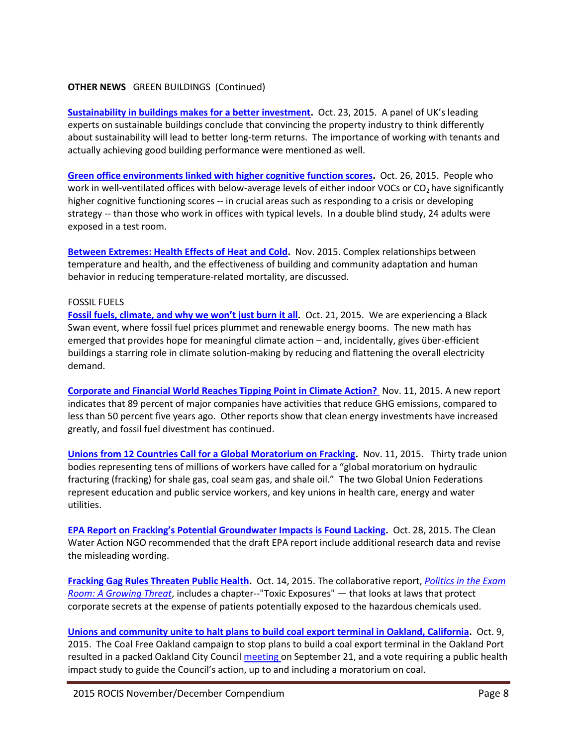**OTHER NEWS** GREEN BUILDINGS (Continued)

**Sustainability in buildings makes for a better investment.** Oct. 23, 2015. A panel of UK's leading experts on sustainable buildings conclude that convincing the property industry to think differently about sustainability will lead to better long-term returns. The importance of working with tenants and actually achieving good building performance were mentioned as well.

**Green office environments linked with higher cognitive function scores.** Oct. 26, 2015. People who work in well-ventilated offices with below-average levels of either indoor VOCs or $CO_2$ have significantly higher cognitive functioning scores -- in crucial areas such as responding to a crisis or developing strategy -- than those who work in offices with typical levels. In a double blind study, 24 adults were exposed in a test room.

**Between Extremes: Health Effects of Heat and Cold.** Nov. 2015. Complex relationships between temperature and health, and the effectiveness of building and community adaptation and human behavior in reducing temperature-related mortality, are discussed.

FOSSIL FUELS

**Fossil fuels, climate, and why we won't just burn it all.** Oct. 21, 2015. We are experiencing a Black Swan event, where fossil fuel prices plummet and renewable energy booms. The new math has emerged that provides hope for meaningful climate action – and, incidentally, gives über-efficient buildings a starring role in climate solution-making by reducing and flattening the overall electricity demand.

**Corporate and Financial World Reaches Tipping Point in Climate Action?** Nov. 11, 2015. A new report indicates that 89 percent of major companies have activities that reduce GHG emissions, compared to less than 50 percent five years ago. Other reports show that clean energy investments have increased greatly, and fossil fuel divestment has continued.

**Unions from 12 Countries Call for a Global Moratorium on Fracking.** Nov. 11, 2015. Thirty trade union bodies representing tens of millions of workers have called for a "global moratorium on hydraulic fracturing (fracking) for shale gas, coal seam gas, and shale oil." The two Global Union Federations represent education and public service workers, and key unions in health care, energy and water utilities.

**EPA Report on Fracking's Potential Groundwater Impacts is Found Lacking.** Oct. 28, 2015. The Clean Water Action NGO recommended that the draft EPA report include additional research data and revise the misleading wording.

**Fracking Gag Rules Threaten Public Health.** Oct. 14, 2015. The collaborative report, *Politics in the Exam Room: A Growing Threat*, includes a chapter--"Toxic Exposures" — that looks at laws that protect corporate secrets at the expense of patients potentially exposed to the hazardous chemicals used.

**Unions and community unite to halt plans to build coal export terminal in Oakland, California.** Oct. 9, 2015. The Coal Free Oakland campaign to stop plans to build a coal export terminal in the Oakland Port resulted in a packed Oakland City Council meeting on September 21, and a vote requiring a public health impact study to guide the Council's action, up to and including a moratorium on coal.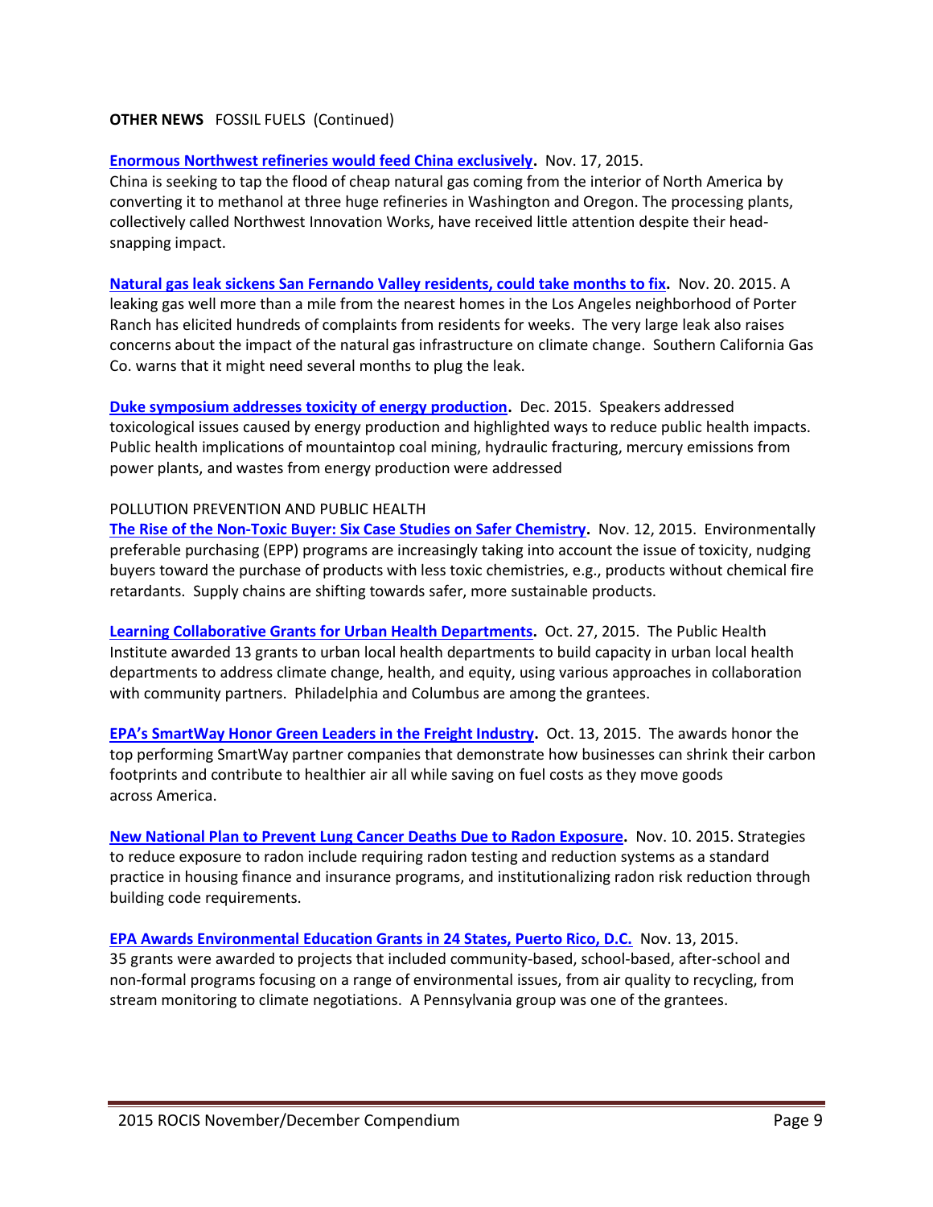**OTHER NEWS** FOSSIL FUELS (Continued)

**Enormous Northwest refineries would feed China exclusively.** Nov. 17, 2015.
China is seeking to tap the flood of cheap natural gas coming from the interior of North America by converting it to methanol at three huge refineries in Washington and Oregon. The processing plants, collectively called Northwest Innovation Works, have received little attention despite their head-snapping impact.

**Natural gas leak sickens San Fernando Valley residents, could take months to fix.** Nov. 20. 2015. A leaking gas well more than a mile from the nearest homes in the Los Angeles neighborhood of Porter Ranch has elicited hundreds of complaints from residents for weeks. The very large leak also raises concerns about the impact of the natural gas infrastructure on climate change. Southern California Gas Co. warns that it might need several months to plug the leak.

**Duke symposium addresses toxicity of energy production.** Dec. 2015. Speakers addressed toxicological issues caused by energy production and highlighted ways to reduce public health impacts. Public health implications of mountaintop coal mining, hydraulic fracturing, mercury emissions from power plants, and wastes from energy production were addressed

POLLUTION PREVENTION AND PUBLIC HEALTH

**The Rise of the Non-Toxic Buyer: Six Case Studies on Safer Chemistry.** Nov. 12, 2015. Environmentally preferable purchasing (EPP) programs are increasingly taking into account the issue of toxicity, nudging buyers toward the purchase of products with less toxic chemistries, e.g., products without chemical fire retardants. Supply chains are shifting towards safer, more sustainable products.

**Learning Collaborative Grants for Urban Health Departments.** Oct. 27, 2015. The Public Health Institute awarded 13 grants to urban local health departments to build capacity in urban local health departments to address climate change, health, and equity, using various approaches in collaboration with community partners. Philadelphia and Columbus are among the grantees.

**EPA's SmartWay Honor Green Leaders in the Freight Industry.** Oct. 13, 2015. The awards honor the top performing SmartWay partner companies that demonstrate how businesses can shrink their carbon footprints and contribute to healthier air all while saving on fuel costs as they move goods across America.

**New National Plan to Prevent Lung Cancer Deaths Due to Radon Exposure.** Nov. 10. 2015. Strategies to reduce exposure to radon include requiring radon testing and reduction systems as a standard practice in housing finance and insurance programs, and institutionalizing radon risk reduction through building code requirements.

**EPA Awards Environmental Education Grants in 24 States, Puerto Rico, D.C.** Nov. 13, 2015.
35 grants were awarded to projects that included community-based, school-based, after-school and non-formal programs focusing on a range of environmental issues, from air quality to recycling, from stream monitoring to climate negotiations. A Pennsylvania group was one of the grantees.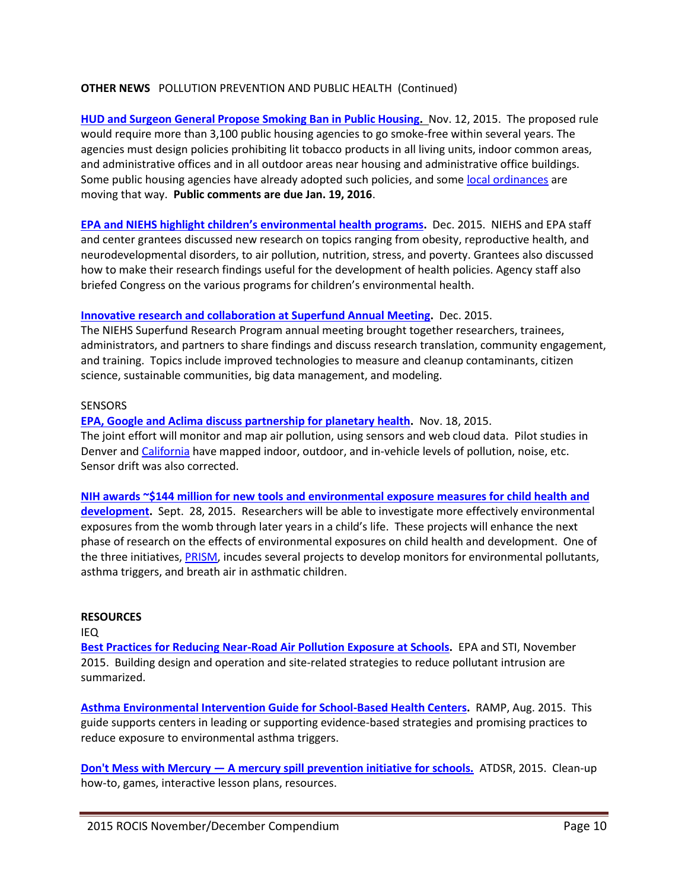**OTHER NEWS** POLLUTION PREVENTION AND PUBLIC HEALTH (Continued)

**HUD and Surgeon General Propose Smoking Ban in Public Housing.** Nov. 12, 2015. The proposed rule would require more than 3,100 public housing agencies to go smoke-free within several years. The agencies must design policies prohibiting lit tobacco products in all living units, indoor common areas, and administrative offices and in all outdoor areas near housing and administrative office buildings. Some public housing agencies have already adopted such policies, and some local ordinances are moving that way. **Public comments are due Jan. 19, 2016**.

**EPA and NIEHS highlight children's environmental health programs.** Dec. 2015. NIEHS and EPA staff and center grantees discussed new research on topics ranging from obesity, reproductive health, and neurodevelopmental disorders, to air pollution, nutrition, stress, and poverty. Grantees also discussed how to make their research findings useful for the development of health policies. Agency staff also briefed Congress on the various programs for children's environmental health.

**Innovative research and collaboration at Superfund Annual Meeting.** Dec. 2015.
The NIEHS Superfund Research Program annual meeting brought together researchers, trainees, administrators, and partners to share findings and discuss research translation, community engagement, and training. Topics include improved technologies to measure and cleanup contaminants, citizen science, sustainable communities, big data management, and modeling.

SENSORS

**EPA, Google and Aclima discuss partnership for planetary health.** Nov. 18, 2015.
The joint effort will monitor and map air pollution, using sensors and web cloud data. Pilot studies in Denver and California have mapped indoor, outdoor, and in-vehicle levels of pollution, noise, etc. Sensor drift was also corrected.

**NIH awards ~$144 million for new tools and environmental exposure measures for child health and development.** Sept. 28, 2015. Researchers will be able to investigate more effectively environmental exposures from the womb through later years in a child's life. These projects will enhance the next phase of research on the effects of environmental exposures on child health and development. One of the three initiatives, PRISM, incudes several projects to develop monitors for environmental pollutants, asthma triggers, and breath air in asthmatic children.

**RESOURCES**

IEQ

**Best Practices for Reducing Near-Road Air Pollution Exposure at Schools.** EPA and STI, November 2015. Building design and operation and site-related strategies to reduce pollutant intrusion are summarized.

**Asthma Environmental Intervention Guide for School-Based Health Centers.** RAMP, Aug. 2015. This guide supports centers in leading or supporting evidence-based strategies and promising practices to reduce exposure to environmental asthma triggers.

**Don't Mess with Mercury — A mercury spill prevention initiative for schools.** ATDSR, 2015. Clean-up how-to, games, interactive lesson plans, resources.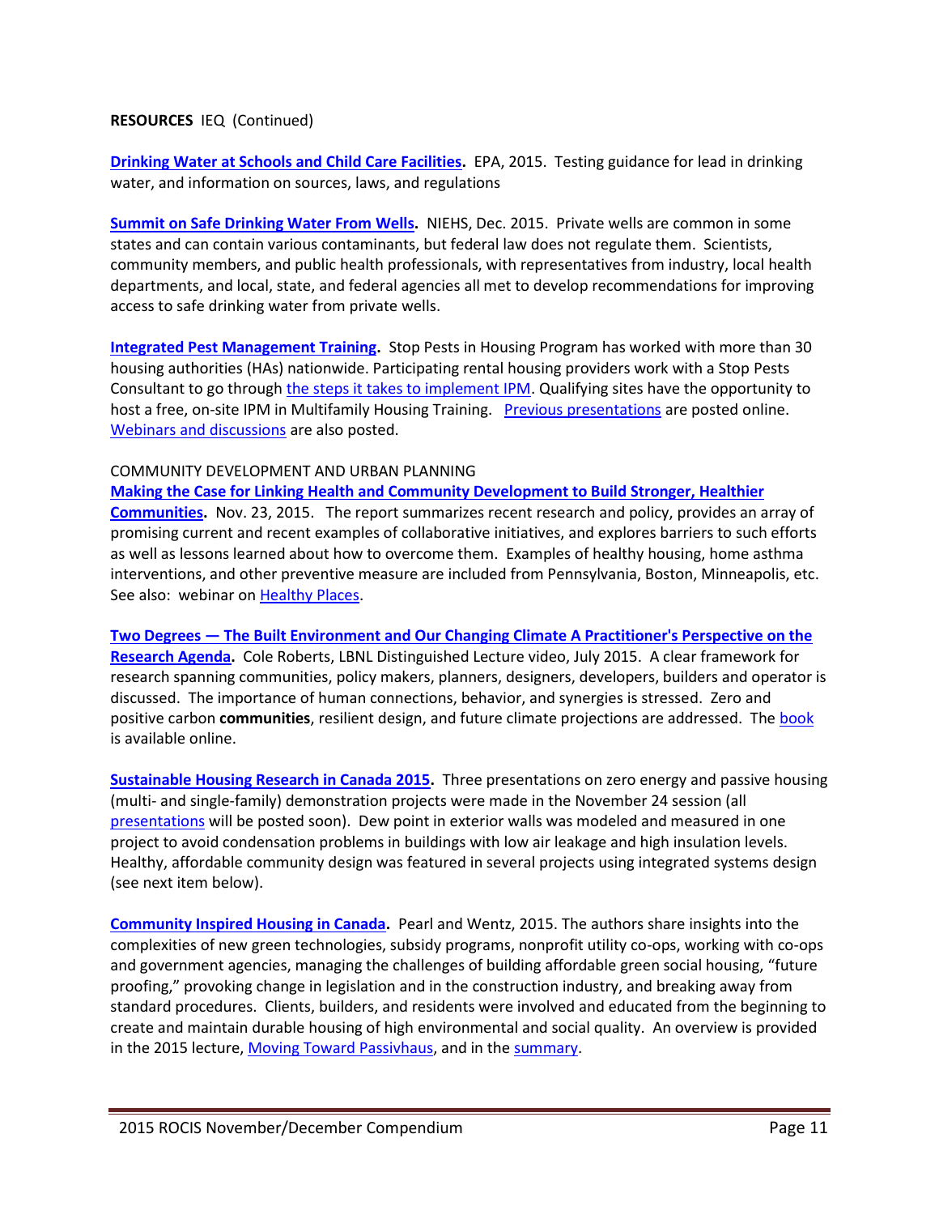**RESOURCES** IEQ (Continued)

**Drinking Water at Schools and Child Care Facilities.** EPA, 2015. Testing guidance for lead in drinking water, and information on sources, laws, and regulations

**Summit on Safe Drinking Water From Wells.** NIEHS, Dec. 2015. Private wells are common in some states and can contain various contaminants, but federal law does not regulate them. Scientists, community members, and public health professionals, with representatives from industry, local health departments, and local, state, and federal agencies all met to develop recommendations for improving access to safe drinking water from private wells.

**Integrated Pest Management Training.** Stop Pests in Housing Program has worked with more than 30 housing authorities (HAs) nationwide. Participating rental housing providers work with a Stop Pests Consultant to go through the steps it takes to implement IPM. Qualifying sites have the opportunity to host a free, on-site IPM in Multifamily Housing Training. Previous presentations are posted online. Webinars and discussions are also posted.

COMMUNITY DEVELOPMENT AND URBAN PLANNING

**Making the Case for Linking Health and Community Development to Build Stronger, Healthier Communities.** Nov. 23, 2015. The report summarizes recent research and policy, provides an array of promising current and recent examples of collaborative initiatives, and explores barriers to such efforts as well as lessons learned about how to overcome them. Examples of healthy housing, home asthma interventions, and other preventive measure are included from Pennsylvania, Boston, Minneapolis, etc. See also: webinar on Healthy Places.

**Two Degrees — The Built Environment and Our Changing Climate A Practitioner's Perspective on the Research Agenda.** Cole Roberts, LBNL Distinguished Lecture video, July 2015. A clear framework for research spanning communities, policy makers, planners, designers, developers, builders and operator is discussed. The importance of human connections, behavior, and synergies is stressed. Zero and positive carbon **communities**, resilient design, and future climate projections are addressed. The book is available online.

**Sustainable Housing Research in Canada 2015.** Three presentations on zero energy and passive housing (multi- and single-family) demonstration projects were made in the November 24 session (all presentations will be posted soon). Dew point in exterior walls was modeled and measured in one project to avoid condensation problems in buildings with low air leakage and high insulation levels. Healthy, affordable community design was featured in several projects using integrated systems design (see next item below).

**Community Inspired Housing in Canada.** Pearl and Wentz, 2015. The authors share insights into the complexities of new green technologies, subsidy programs, nonprofit utility co-ops, working with co-ops and government agencies, managing the challenges of building affordable green social housing, "future proofing," provoking change in legislation and in the construction industry, and breaking away from standard procedures. Clients, builders, and residents were involved and educated from the beginning to create and maintain durable housing of high environmental and social quality. An overview is provided in the 2015 lecture, Moving Toward Passivhaus, and in the summary.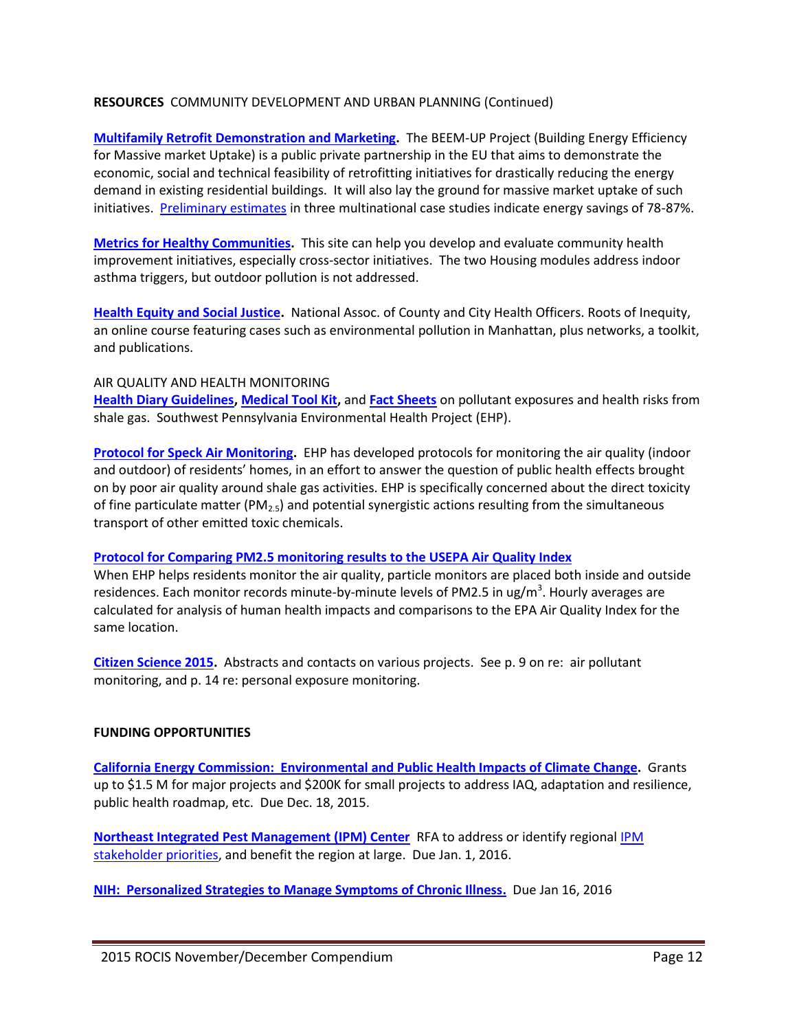**RESOURCES** COMMUNITY DEVELOPMENT AND URBAN PLANNING (Continued)

**Multifamily Retrofit Demonstration and Marketing.** The BEEM-UP Project (Building Energy Efficiency for Massive market Uptake) is a public private partnership in the EU that aims to demonstrate the economic, social and technical feasibility of retrofitting initiatives for drastically reducing the energy demand in existing residential buildings. It will also lay the ground for massive market uptake of such initiatives. Preliminary estimates in three multinational case studies indicate energy savings of 78-87%.

**Metrics for Healthy Communities.** This site can help you develop and evaluate community health improvement initiatives, especially cross-sector initiatives. The two Housing modules address indoor asthma triggers, but outdoor pollution is not addressed.

**Health Equity and Social Justice.** National Assoc. of County and City Health Officers. Roots of Inequity, an online course featuring cases such as environmental pollution in Manhattan, plus networks, a toolkit, and publications.

AIR QUALITY AND HEALTH MONITORING

**Health Diary Guidelines, Medical Tool Kit,** and **Fact Sheets** on pollutant exposures and health risks from shale gas. Southwest Pennsylvania Environmental Health Project (EHP).

**Protocol for Speck Air Monitoring.** EHP has developed protocols for monitoring the air quality (indoor and outdoor) of residents' homes, in an effort to answer the question of public health effects brought on by poor air quality around shale gas activities. EHP is specifically concerned about the direct toxicity of fine particulate matter ($PM_{2.5}$) and potential synergistic actions resulting from the simultaneous transport of other emitted toxic chemicals.

**Protocol for Comparing PM2.5 monitoring results to the USEPA Air Quality Index**

When EHP helps residents monitor the air quality, particle monitors are placed both inside and outside residences. Each monitor records minute-by-minute levels of PM2.5 in $ug/m^3$. Hourly averages are calculated for analysis of human health impacts and comparisons to the EPA Air Quality Index for the same location.

**Citizen Science 2015.** Abstracts and contacts on various projects. See p. 9 on re: air pollutant monitoring, and p. 14 re: personal exposure monitoring.

**FUNDING OPPORTUNITIES**

**California Energy Commission: Environmental and Public Health Impacts of Climate Change.** Grants up to $1.5 M for major projects and $200K for small projects to address IAQ, adaptation and resilience, public health roadmap, etc. Due Dec. 18, 2015.

**Northeast Integrated Pest Management (IPM) Center** RFA to address or identify regional IPM stakeholder priorities, and benefit the region at large. Due Jan. 1, 2016.

**NIH: Personalized Strategies to Manage Symptoms of Chronic Illness.** Due Jan 16, 2016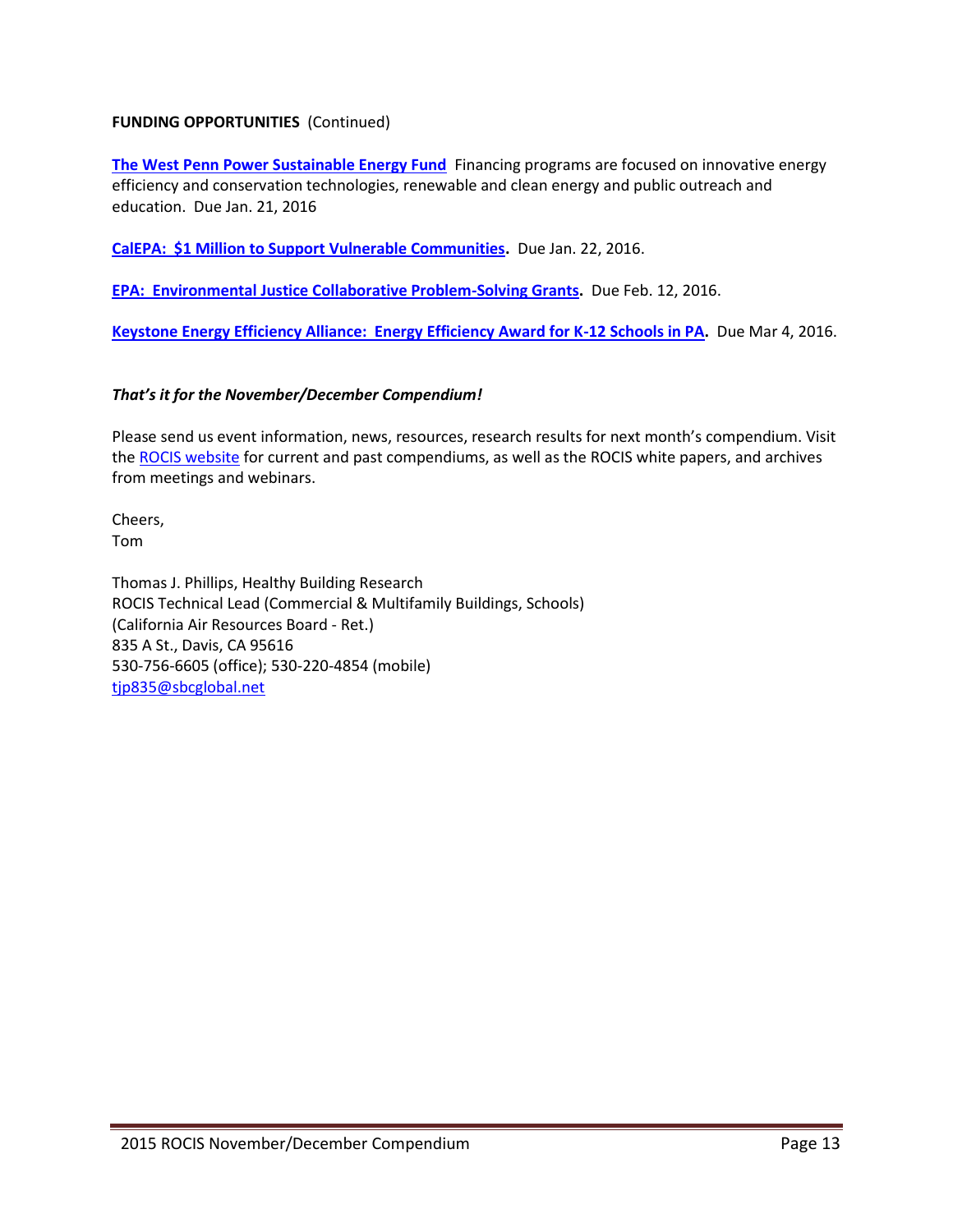**FUNDING OPPORTUNITIES** (Continued)

**The West Penn Power Sustainable Energy Fund** Financing programs are focused on innovative energy efficiency and conservation technologies, renewable and clean energy and public outreach and education. Due Jan. 21, 2016

**CalEPA: $1 Million to Support Vulnerable Communities.** Due Jan. 22, 2016.

**EPA: Environmental Justice Collaborative Problem-Solving Grants.** Due Feb. 12, 2016.

**Keystone Energy Efficiency Alliance: Energy Efficiency Award for K-12 Schools in PA.** Due Mar 4, 2016.

***That's it for the November/December Compendium!***

Please send us event information, news, resources, research results for next month's compendium. Visit the ROCIS website for current and past compendiums, as well as the ROCIS white papers, and archives from meetings and webinars.

Cheers,
Tom

Thomas J. Phillips, Healthy Building Research
ROCIS Technical Lead (Commercial & Multifamily Buildings, Schools)
(California Air Resources Board - Ret.)
835 A St., Davis, CA 95616
530-756-6605 (office); 530-220-4854 (mobile)
tjp835@sbcglobal.net